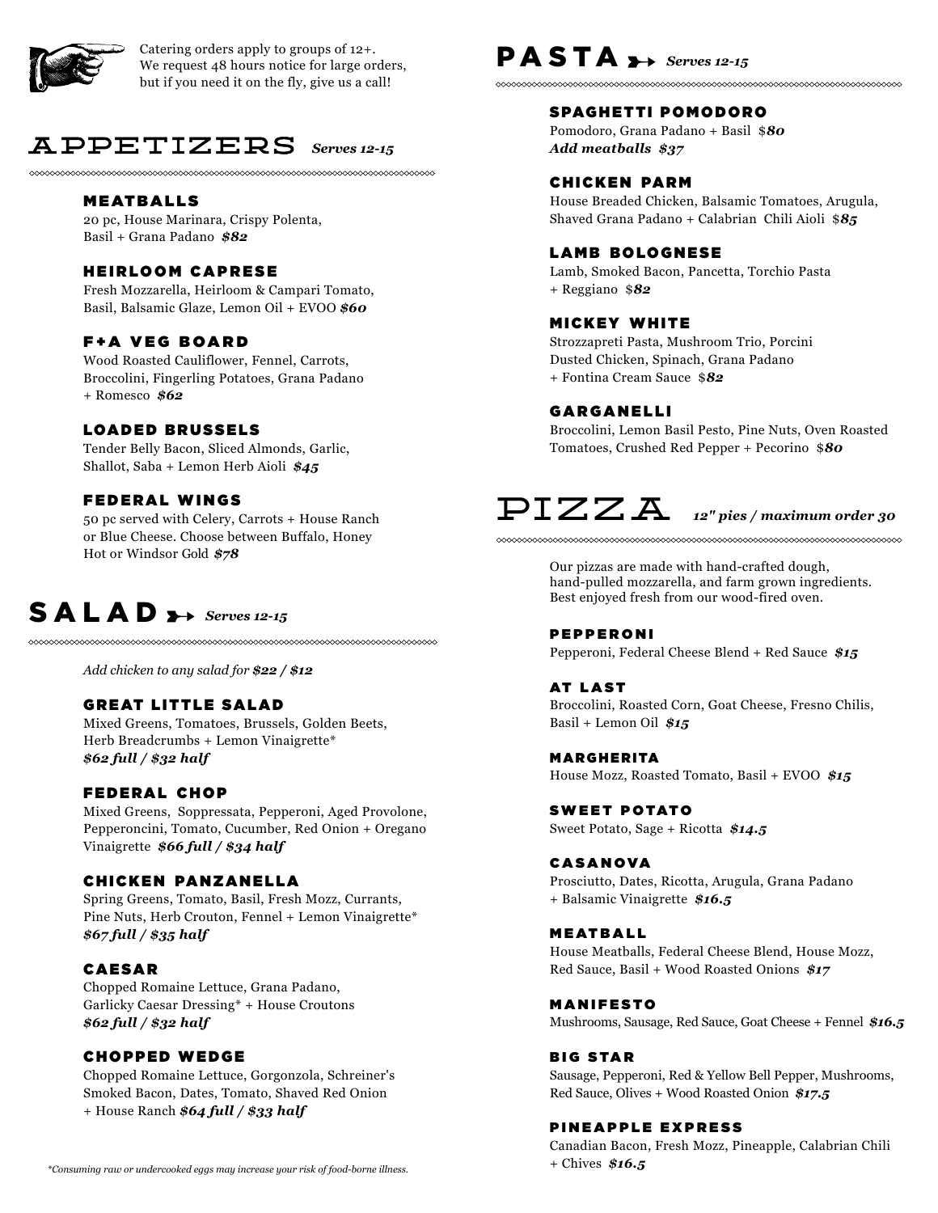Catering orders apply to groups of 12+. We request 48 hours notice for large orders, but if you need it on the fly, give us a call!

## APPETIZERS *Serves 12-15*

### MEATBALLS
20 pc, House Marinara, Crispy Polenta, Basil + Grana Padano ***$82***

### HEIRLOOM CAPRESE
Fresh Mozzarella, Heirloom & Campari Tomato, Basil, Balsamic Glaze, Lemon Oil + EVOO ***$60***

### F+A VEG BOARD
Wood Roasted Cauliflower, Fennel, Carrots, Broccolini, Fingerling Potatoes, Grana Padano + Romesco ***$62***

### LOADED BRUSSELS
Tender Belly Bacon, Sliced Almonds, Garlic, Shallot, Saba + Lemon Herb Aioli ***$45***

### FEDERAL WINGS
50 pc served with Celery, Carrots + House Ranch or Blue Cheese. Choose between Buffalo, Honey Hot or Windsor Gold ***$78***

## SALAD *Serves 12-15*

*Add chicken to any salad for **$22 / $12***

### GREAT LITTLE SALAD
Mixed Greens, Tomatoes, Brussels, Golden Beets, Herb Breadcrumbs + Lemon Vinaigrette*
***$62 full / $32 half***

### FEDERAL CHOP
Mixed Greens, Soppressata, Pepperoni, Aged Provolone, Pepperoncini, Tomato, Cucumber, Red Onion + Oregano Vinaigrette ***$66 full / $34 half***

### CHICKEN PANZANELLA
Spring Greens, Tomato, Basil, Fresh Mozz, Currants, Pine Nuts, Herb Crouton, Fennel + Lemon Vinaigrette*
***$67 full / $35 half***

### CAESAR
Chopped Romaine Lettuce, Grana Padano, Garlicky Caesar Dressing* + House Croutons
***$62 full / $32 half***

### CHOPPED WEDGE
Chopped Romaine Lettuce, Gorgonzola, Schreiner's Smoked Bacon, Dates, Tomato, Shaved Red Onion + House Ranch ***$64 full / $33 half***

*\*Consuming raw or undercooked eggs may increase your risk of food-borne illness.*

## PASTA *Serves 12-15*

### SPAGHETTI POMODORO
Pomodoro, Grana Padano + Basil $***80***
***Add meatballs $37***

### CHICKEN PARM
House Breaded Chicken, Balsamic Tomatoes, Arugula, Shaved Grana Padano + Calabrian Chili Aioli $***85***

### LAMB BOLOGNESE
Lamb, Smoked Bacon, Pancetta, Torchio Pasta + Reggiano $***82***

### MICKEY WHITE
Strozzapreti Pasta, Mushroom Trio, Porcini Dusted Chicken, Spinach, Grana Padano + Fontina Cream Sauce $***82***

### GARGANELLI
Broccolini, Lemon Basil Pesto, Pine Nuts, Oven Roasted Tomatoes, Crushed Red Pepper + Pecorino $***80***

## PIZZA *12" pies / maximum order 30*

Our pizzas are made with hand-crafted dough, hand-pulled mozzarella, and farm grown ingredients. Best enjoyed fresh from our wood-fired oven.

### PEPPERONI
Pepperoni, Federal Cheese Blend + Red Sauce ***$15***

### AT LAST
Broccolini, Roasted Corn, Goat Cheese, Fresno Chilis, Basil + Lemon Oil ***$15***

### MARGHERITA
House Mozz, Roasted Tomato, Basil + EVOO ***$15***

### SWEET POTATO
Sweet Potato, Sage + Ricotta ***$14.5***

### CASANOVA
Prosciutto, Dates, Ricotta, Arugula, Grana Padano + Balsamic Vinaigrette ***$16.5***

### MEATBALL
House Meatballs, Federal Cheese Blend, House Mozz, Red Sauce, Basil + Wood Roasted Onions ***$17***

### MANIFESTO
Mushrooms, Sausage, Red Sauce, Goat Cheese + Fennel ***$16.5***

### BIG STAR
Sausage, Pepperoni, Red & Yellow Bell Pepper, Mushrooms, Red Sauce, Olives + Wood Roasted Onion ***$17.5***

### PINEAPPLE EXPRESS
Canadian Bacon, Fresh Mozz, Pineapple, Calabrian Chili + Chives ***$16.5***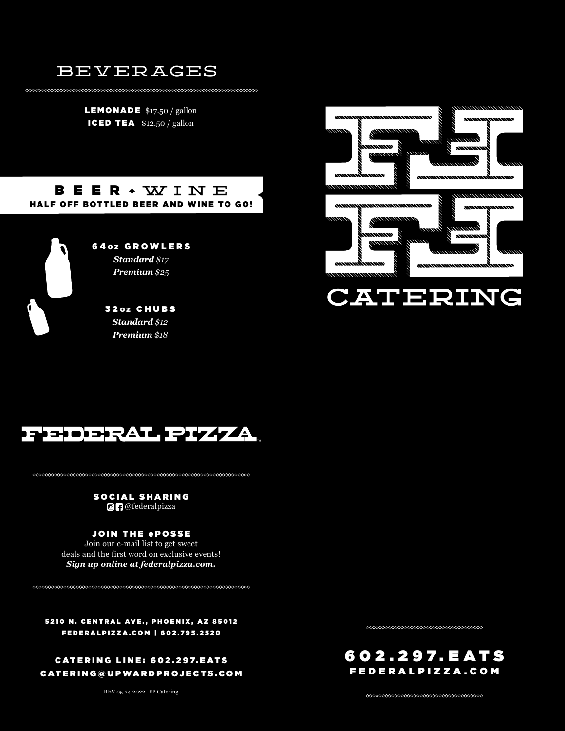## BEVERAGES

**LEMONADE** $17.50 / gallon
**ICED TEA** $12.50 / gallon

## BEER ✦ WINE

**HALF OFF BOTTLED BEER AND WINE TO GO!**

**64oz GROWLERS**
***Standard** $17*
***Premium** $25*

**32oz CHUBS**
***Standard** $12*
***Premium** $18*

# FEDERAL PIZZA™

**SOCIAL SHARING**
@federalpizza

**JOIN THE ePOSSE**
Join our e-mail list to get sweet deals and the first word on exclusive events!
***Sign up online at federalpizza.com.***

**5210 N. CENTRAL AVE., PHOENIX, AZ 85012**
**FEDERALPIZZA.COM | 602.795.2520**

**CATERING LINE: 602.297.EATS**
**CATERING@UPWARDPROJECTS.COM**

REV 05.24.2022_FP Catering

# FP CATERING

**602.297.EATS**
**FEDERALPIZZA.COM**